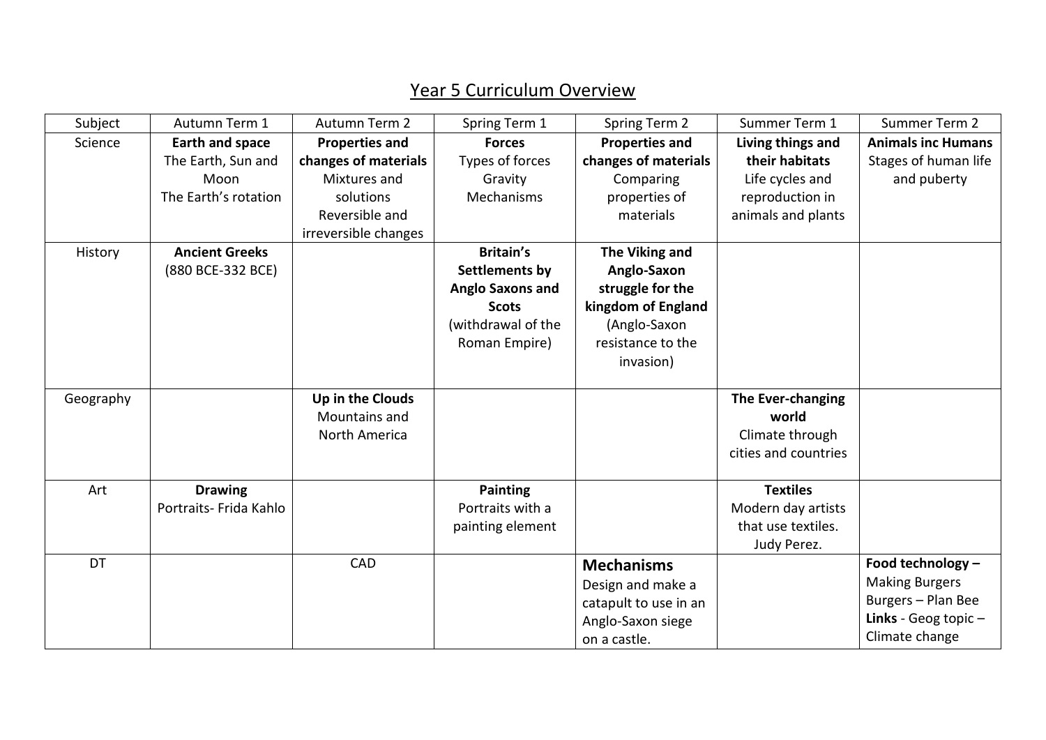# Year 5 Curriculum Overview

| Subject | Autumn Term 1 | Autumn Term 2 | Spring Term 1 | Spring Term 2 | Summer Term 1 | Summer Term 2 |
|---|---|---|---|---|---|---|
| Science | **Earth and space** The Earth, Sun and Moon The Earth's rotation | **Properties and changes of materials** Mixtures and solutions Reversible and irreversible changes | **Forces** Types of forces Gravity Mechanisms | **Properties and changes of materials** Comparing properties of materials | **Living things and their habitats** Life cycles and reproduction in animals and plants | **Animals inc Humans** Stages of human life and puberty |
| History | **Ancient Greeks** (880 BCE-332 BCE) | | **Britain's Settlements by Anglo Saxons and Scots** (withdrawal of the Roman Empire) | **The Viking and Anglo-Saxon struggle for the kingdom of England** (Anglo-Saxon resistance to the invasion) | | |
| Geography | | **Up in the Clouds** Mountains and North America | | | **The Ever-changing world** Climate through cities and countries | |
| Art | **Drawing** Portraits- Frida Kahlo | | **Painting** Portraits with a painting element | | **Textiles** Modern day artists that use textiles. Judy Perez. | |
| DT | | CAD | | **Mechanisms** Design and make a catapult to use in an Anglo-Saxon siege on a castle. | | **Food technology –** Making Burgers Burgers – Plan Bee **Links** - Geog topic – Climate change |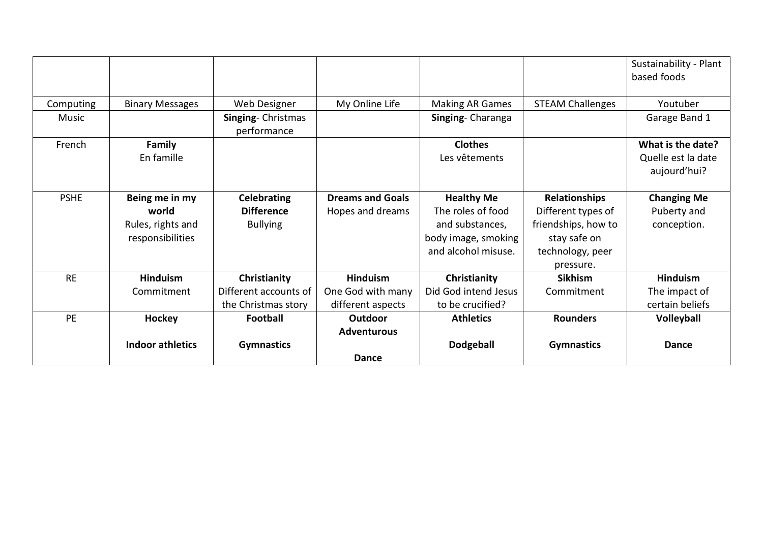| | | | | | | |
|---|---|---|---|---|---|---|
| | | | | | | Sustainability - Plant based foods |
| Computing | Binary Messages | Web Designer | My Online Life | Making AR Games | STEAM Challenges | Youtuber |
| Music | | **Singing**- Christmas performance | | **Singing**- Charanga | | Garage Band 1 |
| French | **Family** En famille | | | **Clothes** Les vêtements | | **What is the date?** Quelle est la date aujourd'hui? |
| PSHE | **Being me in my world** Rules, rights and responsibilities | **Celebrating Difference** Bullying | **Dreams and Goals** Hopes and dreams | **Healthy Me** The roles of food and substances, body image, smoking and alcohol misuse. | **Relationships** Different types of friendships, how to stay safe on technology, peer pressure. | **Changing Me** Puberty and conception. |
| RE | **Hinduism** Commitment | **Christianity** Different accounts of the Christmas story | **Hinduism** One God with many different aspects | **Christianity** Did God intend Jesus to be crucified? | **Sikhism** Commitment | **Hinduism** The impact of certain beliefs |
| PE | **Hockey** **Indoor athletics** | **Football** **Gymnastics** | **Outdoor Adventurous** **Dance** | **Athletics** **Dodgeball** | **Rounders** **Gymnastics** | **Volleyball** **Dance** |